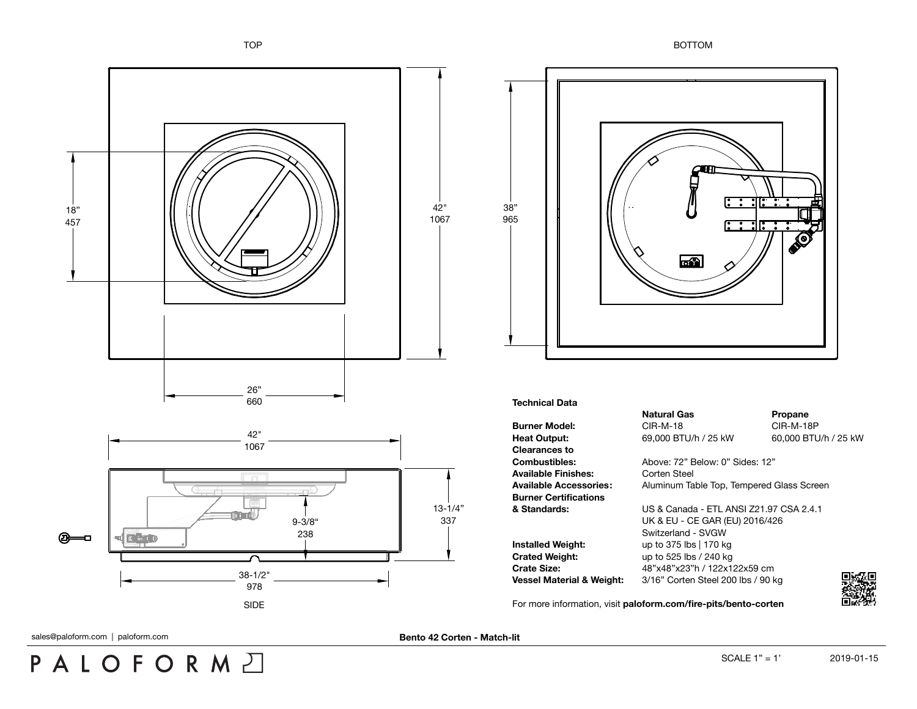TOP

18"
457

42"
1067

26"
660

BOTTOM

38"
965

42"
1067

13-1/4"
337

9-3/8"
238

38-1/2"
978

SIDE

**Technical Data**

| | **Natural Gas** | **Propane** |
|---|---|---|
| **Burner Model:** | CIR-M-18 | CIR-M-18P |
| **Heat Output:** | 69,000 BTU/h / 25 kW | 60,000 BTU/h / 25 kW |
| **Clearances to Combustibles:** | Above: 72" Below: 0" Sides: 12" | |
| **Available Finishes:** | Corten Steel | |
| **Available Accessories:** | Aluminum Table Top, Tempered Glass Screen | |
| **Burner Certifications & Standards:** | US & Canada - ETL ANSI Z21.97 CSA 2.4.1<br>UK & EU - CE GAR (EU) 2016/426<br>Switzerland - SVGW | |
| **Installed Weight:** | up to 375 lbs \| 170 kg | |
| **Crated Weight:** | up to 525 lbs / 240 kg | |
| **Crate Size:** | 48"x48"x23"h / 122x122x59 cm | |
| **Vessel Material & Weight:** | 3/16" Corten Steel 200 lbs / 90 kg | |

For more information, visit **paloform.com/fire-pits/bento-corten**

sales@paloform.com | paloform.com

**Bento 42 Corten - Match-lit**

PALOFORM

SCALE 1" = 1'

2019-01-15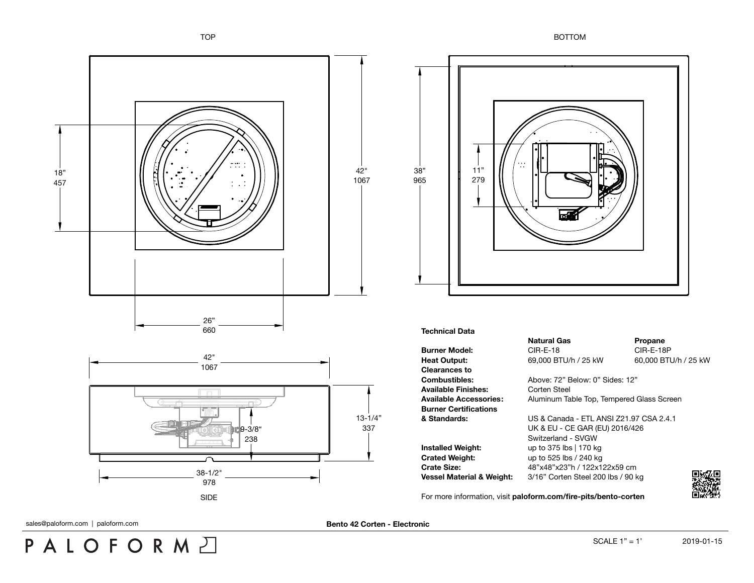TOP

18"
457

42"
1067

26"
660

BOTTOM

38"
965

11"
279

42"
1067

13-1/4"
337

9-3/8"
238

38-1/2"
978

SIDE

**Technical Data**

| | **Natural Gas** | **Propane** |
|---|---|---|
| **Burner Model:** | CIR-E-18 | CIR-E-18P |
| **Heat Output:** | 69,000 BTU/h / 25 kW | 60,000 BTU/h / 25 kW |
| **Clearances to Combustibles:** | Above: 72" Below: 0" Sides: 12" | |
| **Available Finishes:** | Corten Steel | |
| **Available Accessories:** | Aluminum Table Top, Tempered Glass Screen | |
| **Burner Certifications & Standards:** | US & Canada - ETL ANSI Z21.97 CSA 2.4.1<br>UK & EU - CE GAR (EU) 2016/426<br>Switzerland - SVGW | |
| **Installed Weight:** | up to 375 lbs \| 170 kg | |
| **Crated Weight:** | up to 525 lbs / 240 kg | |
| **Crate Size:** | 48"x48"x23"h / 122x122x59 cm | |
| **Vessel Material & Weight:** | 3/16" Corten Steel 200 lbs / 90 kg | |

For more information, visit **paloform.com/fire-pits/bento-corten**

sales@paloform.com | paloform.com

**Bento 42 Corten - Electronic**

PALOFORM

SCALE 1" = 1'

2019-01-15